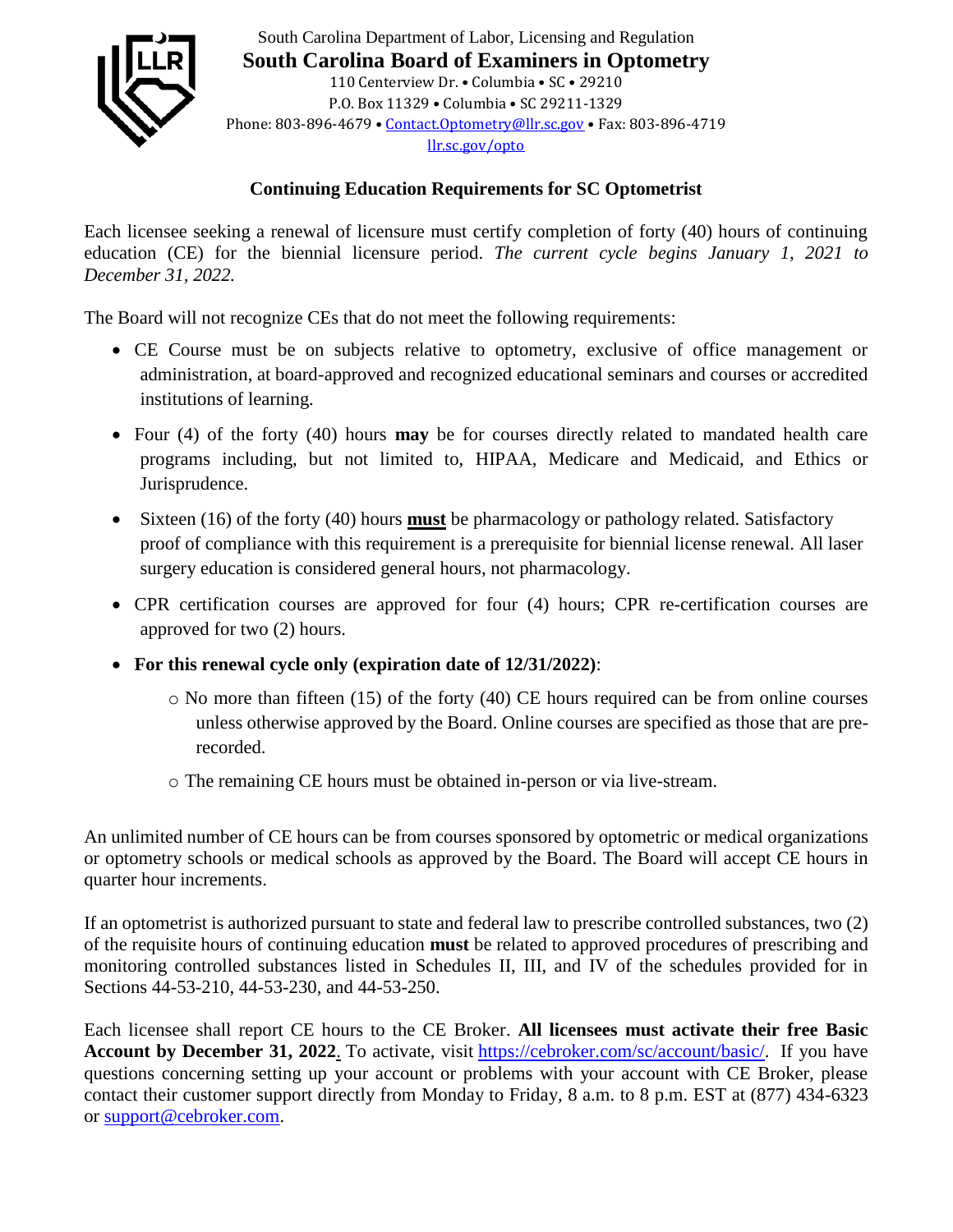South Carolina Department of Labor, Licensing and Regulation

**South Carolina Board of Examiners in Optometry**

110 Centerview Dr. • Columbia • SC • 29210
P.O. Box 11329 • Columbia • SC 29211-1329
Phone: 803-896-4679 • Contact.Optometry@llr.sc.gov • Fax: 803-896-4719
llr.sc.gov/opto

## Continuing Education Requirements for SC Optometrist

Each licensee seeking a renewal of licensure must certify completion of forty (40) hours of continuing education (CE) for the biennial licensure period. *The current cycle begins January 1, 2021 to December 31, 2022.*

The Board will not recognize CEs that do not meet the following requirements:

- CE Course must be on subjects relative to optometry, exclusive of office management or administration, at board-approved and recognized educational seminars and courses or accredited institutions of learning.
- Four (4) of the forty (40) hours **may** be for courses directly related to mandated health care programs including, but not limited to, HIPAA, Medicare and Medicaid, and Ethics or Jurisprudence.
- Sixteen (16) of the forty (40) hours **must** be pharmacology or pathology related. Satisfactory proof of compliance with this requirement is a prerequisite for biennial license renewal. All laser surgery education is considered general hours, not pharmacology.
- CPR certification courses are approved for four (4) hours; CPR re-certification courses are approved for two (2) hours.
- **For this renewal cycle only (expiration date of 12/31/2022)**:
  - No more than fifteen (15) of the forty (40) CE hours required can be from online courses unless otherwise approved by the Board. Online courses are specified as those that are pre-recorded.
  - The remaining CE hours must be obtained in-person or via live-stream.

An unlimited number of CE hours can be from courses sponsored by optometric or medical organizations or optometry schools or medical schools as approved by the Board. The Board will accept CE hours in quarter hour increments.

If an optometrist is authorized pursuant to state and federal law to prescribe controlled substances, two (2) of the requisite hours of continuing education **must** be related to approved procedures of prescribing and monitoring controlled substances listed in Schedules II, III, and IV of the schedules provided for in Sections 44-53-210, 44-53-230, and 44-53-250.

Each licensee shall report CE hours to the CE Broker. **All licensees must activate their free Basic Account by December 31, 2022**. To activate, visit https://cebroker.com/sc/account/basic/. If you have questions concerning setting up your account or problems with your account with CE Broker, please contact their customer support directly from Monday to Friday, 8 a.m. to 8 p.m. EST at (877) 434-6323 or support@cebroker.com.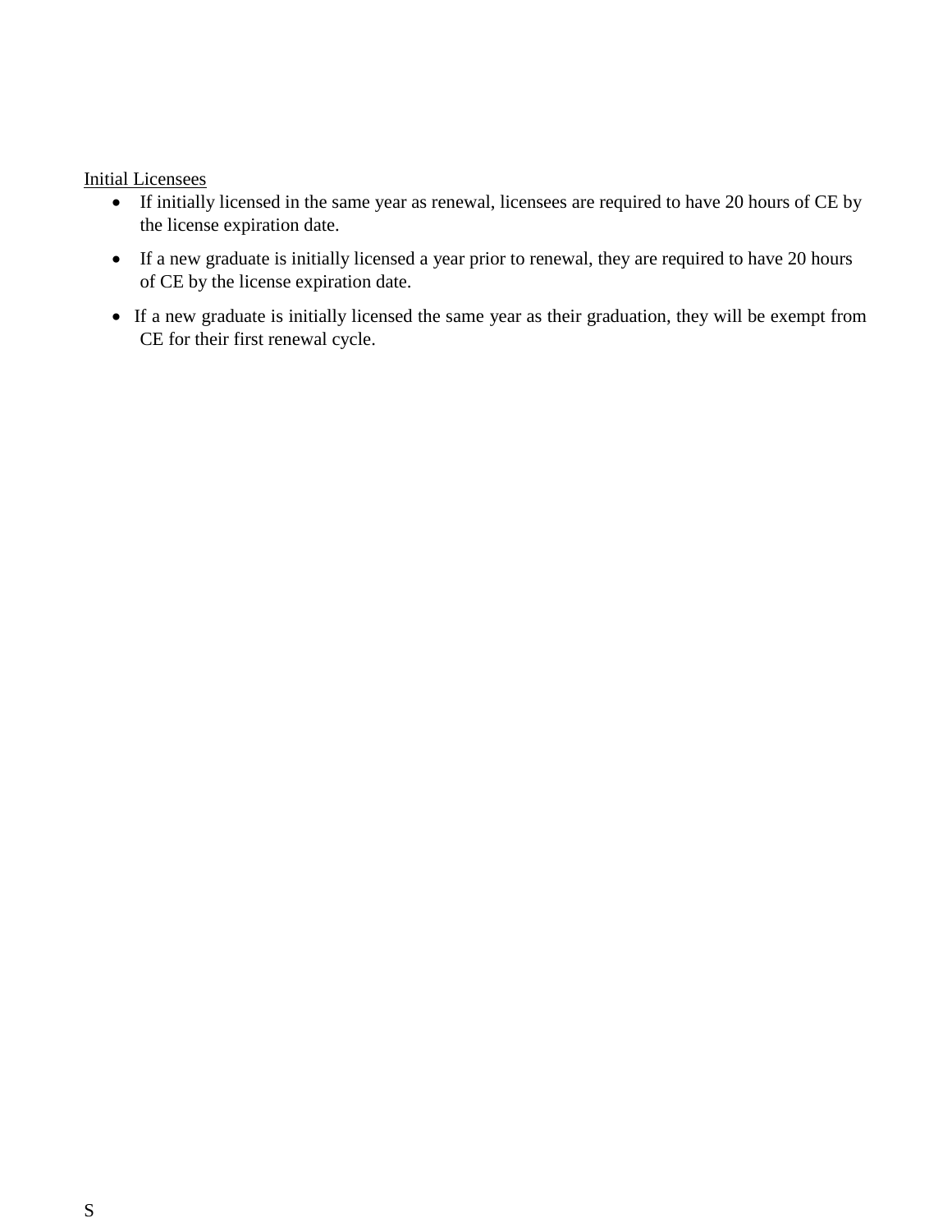Initial Licensees

- If initially licensed in the same year as renewal, licensees are required to have 20 hours of CE by the license expiration date.
- If a new graduate is initially licensed a year prior to renewal, they are required to have 20 hours of CE by the license expiration date.
- If a new graduate is initially licensed the same year as their graduation, they will be exempt from CE for their first renewal cycle.

S